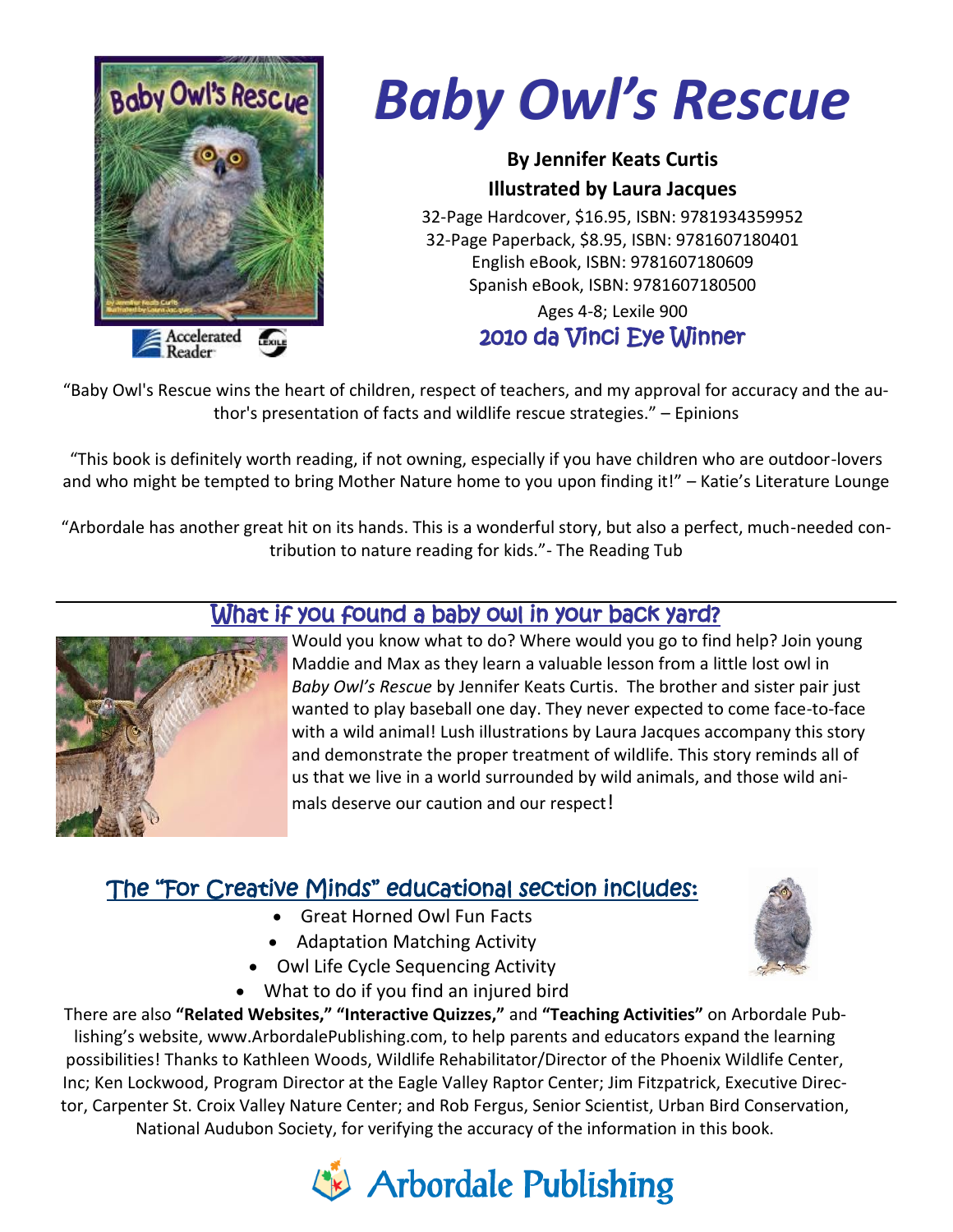# *Baby Owl's Rescue*

**By Jennifer Keats Curtis**
**Illustrated by Laura Jacques**

32-Page Hardcover, $16.95, ISBN: 9781934359952
32-Page Paperback, $8.95, ISBN: 9781607180401
English eBook, ISBN: 9781607180609
Spanish eBook, ISBN: 9781607180500

Ages 4-8; Lexile 900

2010 da Vinci Eye Winner

Accelerated Reader

"Baby Owl's Rescue wins the heart of children, respect of teachers, and my approval for accuracy and the author's presentation of facts and wildlife rescue strategies." – Epinions

"This book is definitely worth reading, if not owning, especially if you have children who are outdoor-lovers and who might be tempted to bring Mother Nature home to you upon finding it!" – Katie's Literature Lounge

"Arbordale has another great hit on its hands. This is a wonderful story, but also a perfect, much-needed contribution to nature reading for kids."- The Reading Tub

## What if you found a baby owl in your back yard?

Would you know what to do? Where would you go to find help? Join young Maddie and Max as they learn a valuable lesson from a little lost owl in *Baby Owl's Rescue* by Jennifer Keats Curtis. The brother and sister pair just wanted to play baseball one day. They never expected to come face-to-face with a wild animal! Lush illustrations by Laura Jacques accompany this story and demonstrate the proper treatment of wildlife. This story reminds all of us that we live in a world surrounded by wild animals, and those wild animals deserve our caution and our respect!

## The "For Creative Minds" educational section includes:

- Great Horned Owl Fun Facts
- Adaptation Matching Activity
- Owl Life Cycle Sequencing Activity
- What to do if you find an injured bird

There are also **"Related Websites," "Interactive Quizzes,"** and **"Teaching Activities"** on Arbordale Publishing's website, www.ArbordalePublishing.com, to help parents and educators expand the learning possibilities! Thanks to Kathleen Woods, Wildlife Rehabilitator/Director of the Phoenix Wildlife Center, Inc; Ken Lockwood, Program Director at the Eagle Valley Raptor Center; Jim Fitzpatrick, Executive Director, Carpenter St. Croix Valley Nature Center; and Rob Fergus, Senior Scientist, Urban Bird Conservation, National Audubon Society, for verifying the accuracy of the information in this book.

Arbordale Publishing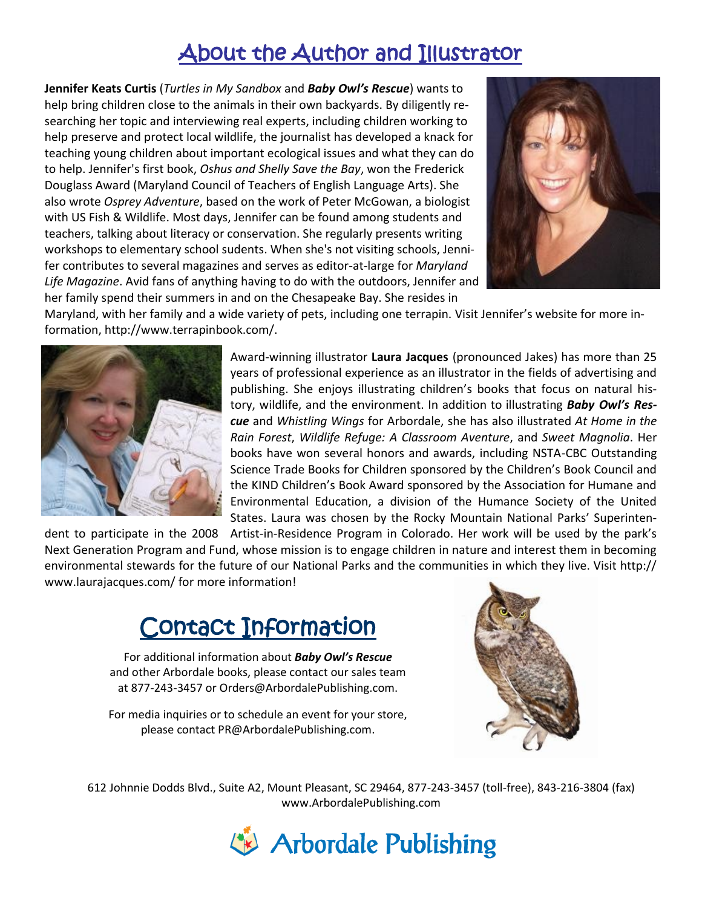# About the Author and Illustrator

**Jennifer Keats Curtis** (*Turtles in My Sandbox* and ***Baby Owl's Rescue***) wants to help bring children close to the animals in their own backyards. By diligently researching her topic and interviewing real experts, including children working to help preserve and protect local wildlife, the journalist has developed a knack for teaching young children about important ecological issues and what they can do to help. Jennifer's first book, *Oshus and Shelly Save the Bay*, won the Frederick Douglass Award (Maryland Council of Teachers of English Language Arts). She also wrote *Osprey Adventure*, based on the work of Peter McGowan, a biologist with US Fish & Wildlife. Most days, Jennifer can be found among students and teachers, talking about literacy or conservation. She regularly presents writing workshops to elementary school sudents. When she's not visiting schools, Jennifer contributes to several magazines and serves as editor-at-large for *Maryland Life Magazine*. Avid fans of anything having to do with the outdoors, Jennifer and her family spend their summers in and on the Chesapeake Bay. She resides in Maryland, with her family and a wide variety of pets, including one terrapin. Visit Jennifer's website for more information, http://www.terrapinbook.com/.

Award-winning illustrator **Laura Jacques** (pronounced Jakes) has more than 25 years of professional experience as an illustrator in the fields of advertising and publishing. She enjoys illustrating children's books that focus on natural history, wildlife, and the environment. In addition to illustrating ***Baby Owl's Rescue*** and *Whistling Wings* for Arbordale, she has also illustrated *At Home in the Rain Forest*, *Wildlife Refuge: A Classroom Aventure*, and *Sweet Magnolia*. Her books have won several honors and awards, including NSTA-CBC Outstanding Science Trade Books for Children sponsored by the Children's Book Council and the KIND Children's Book Award sponsored by the Association for Humane and Environmental Education, a division of the Humance Society of the United States. Laura was chosen by the Rocky Mountain National Parks' Superintendent to participate in the 2008 Artist-in-Residence Program in Colorado. Her work will be used by the park's Next Generation Program and Fund, whose mission is to engage children in nature and interest them in becoming environmental stewards for the future of our National Parks and the communities in which they live. Visit http://www.laurajacques.com/ for more information!

# Contact Information

For additional information about ***Baby Owl's Rescue*** and other Arbordale books, please contact our sales team at 877-243-3457 or Orders@ArbordalePublishing.com.

For media inquiries or to schedule an event for your store, please contact PR@ArbordalePublishing.com.

612 Johnnie Dodds Blvd., Suite A2, Mount Pleasant, SC 29464, 877-243-3457 (toll-free), 843-216-3804 (fax)
www.ArbordalePublishing.com

Arbordale Publishing